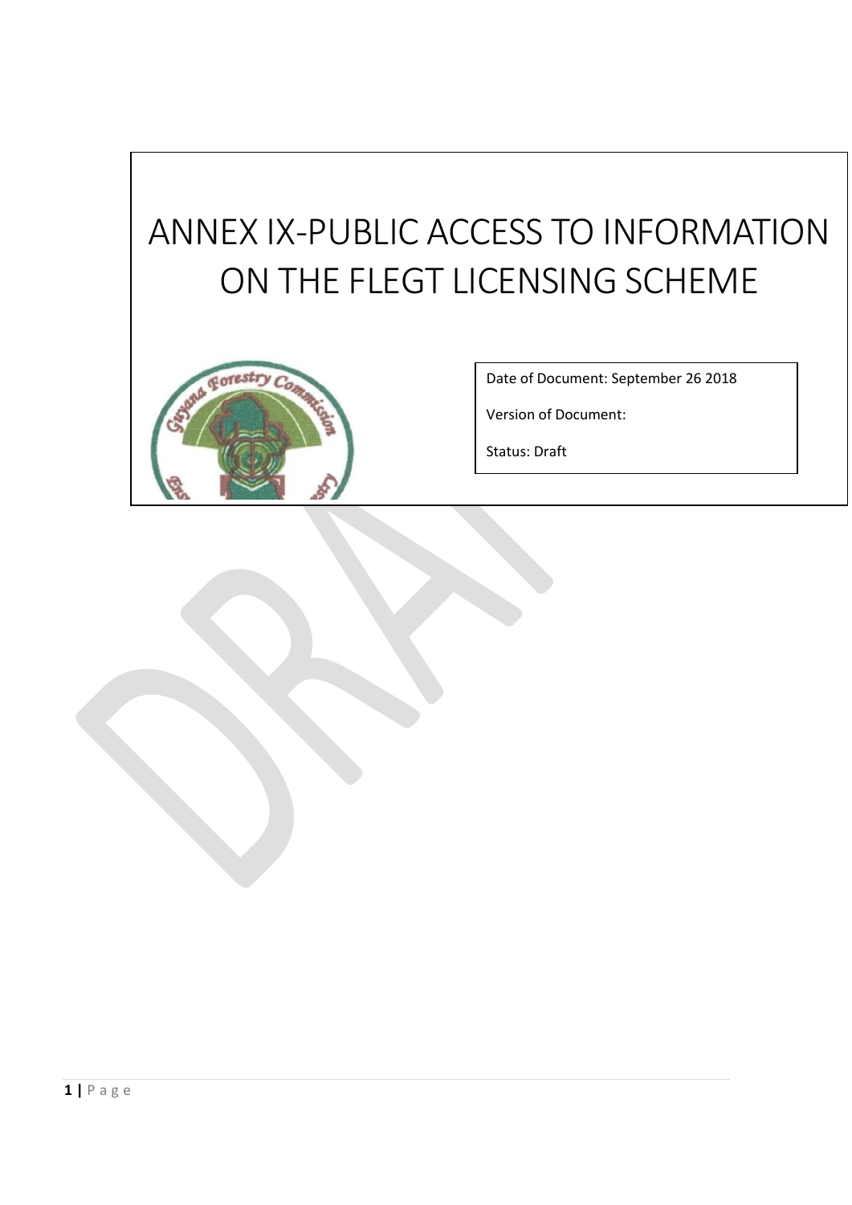# ANNEX IX-PUBLIC ACCESS TO INFORMATION ON THE FLEGT LICENSING SCHEME

Date of Document: September 26 2018

Version of Document:

Status: Draft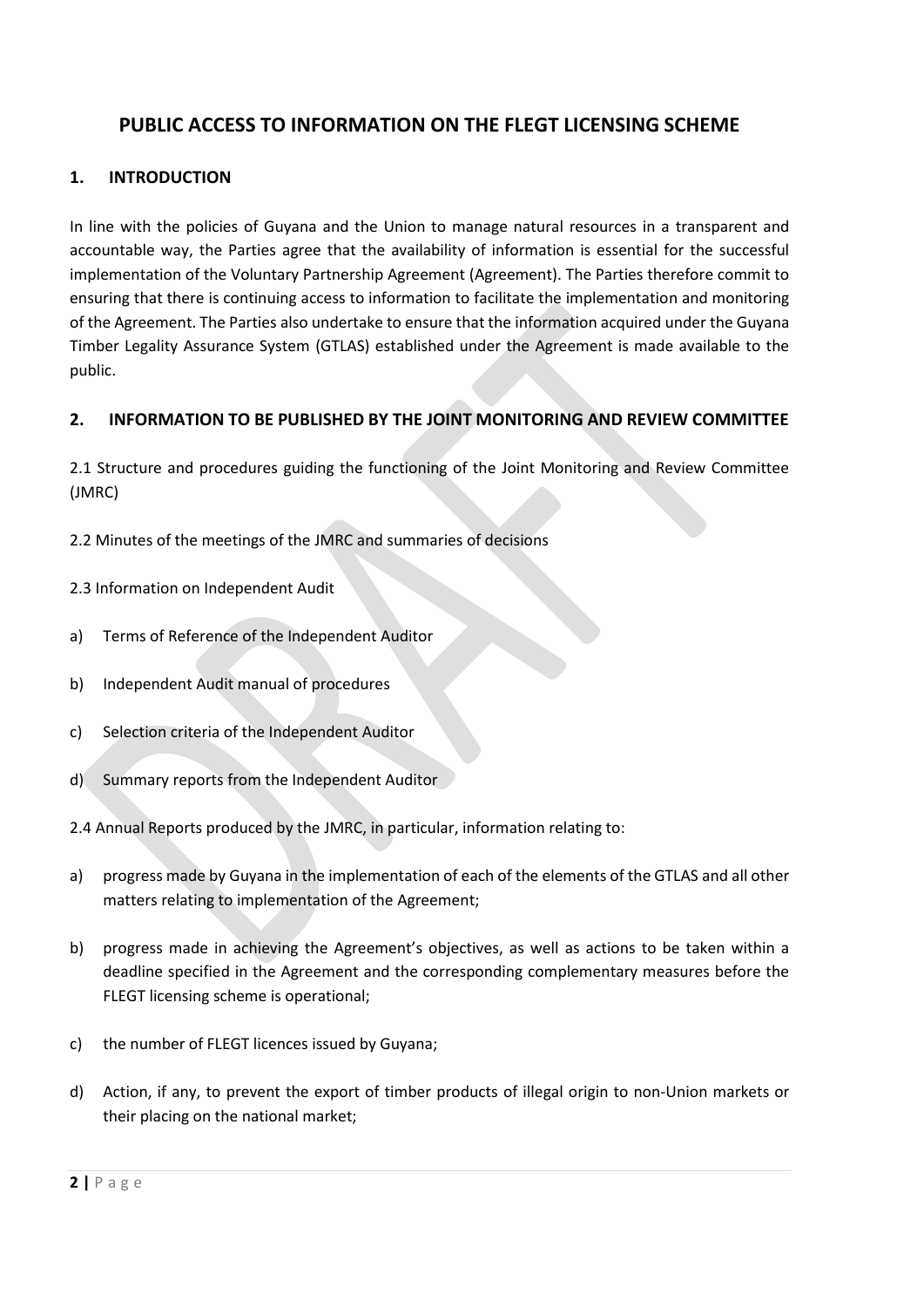# PUBLIC ACCESS TO INFORMATION ON THE FLEGT LICENSING SCHEME

## 1. INTRODUCTION

In line with the policies of Guyana and the Union to manage natural resources in a transparent and accountable way, the Parties agree that the availability of information is essential for the successful implementation of the Voluntary Partnership Agreement (Agreement). The Parties therefore commit to ensuring that there is continuing access to information to facilitate the implementation and monitoring of the Agreement. The Parties also undertake to ensure that the information acquired under the Guyana Timber Legality Assurance System (GTLAS) established under the Agreement is made available to the public.

## 2. INFORMATION TO BE PUBLISHED BY THE JOINT MONITORING AND REVIEW COMMITTEE

2.1 Structure and procedures guiding the functioning of the Joint Monitoring and Review Committee (JMRC)

2.2 Minutes of the meetings of the JMRC and summaries of decisions

2.3 Information on Independent Audit

a) Terms of Reference of the Independent Auditor

b) Independent Audit manual of procedures

c) Selection criteria of the Independent Auditor

d) Summary reports from the Independent Auditor

2.4 Annual Reports produced by the JMRC, in particular, information relating to:

a) progress made by Guyana in the implementation of each of the elements of the GTLAS and all other matters relating to implementation of the Agreement;

b) progress made in achieving the Agreement's objectives, as well as actions to be taken within a deadline specified in the Agreement and the corresponding complementary measures before the FLEGT licensing scheme is operational;

c) the number of FLEGT licences issued by Guyana;

d) Action, if any, to prevent the export of timber products of illegal origin to non-Union markets or their placing on the national market;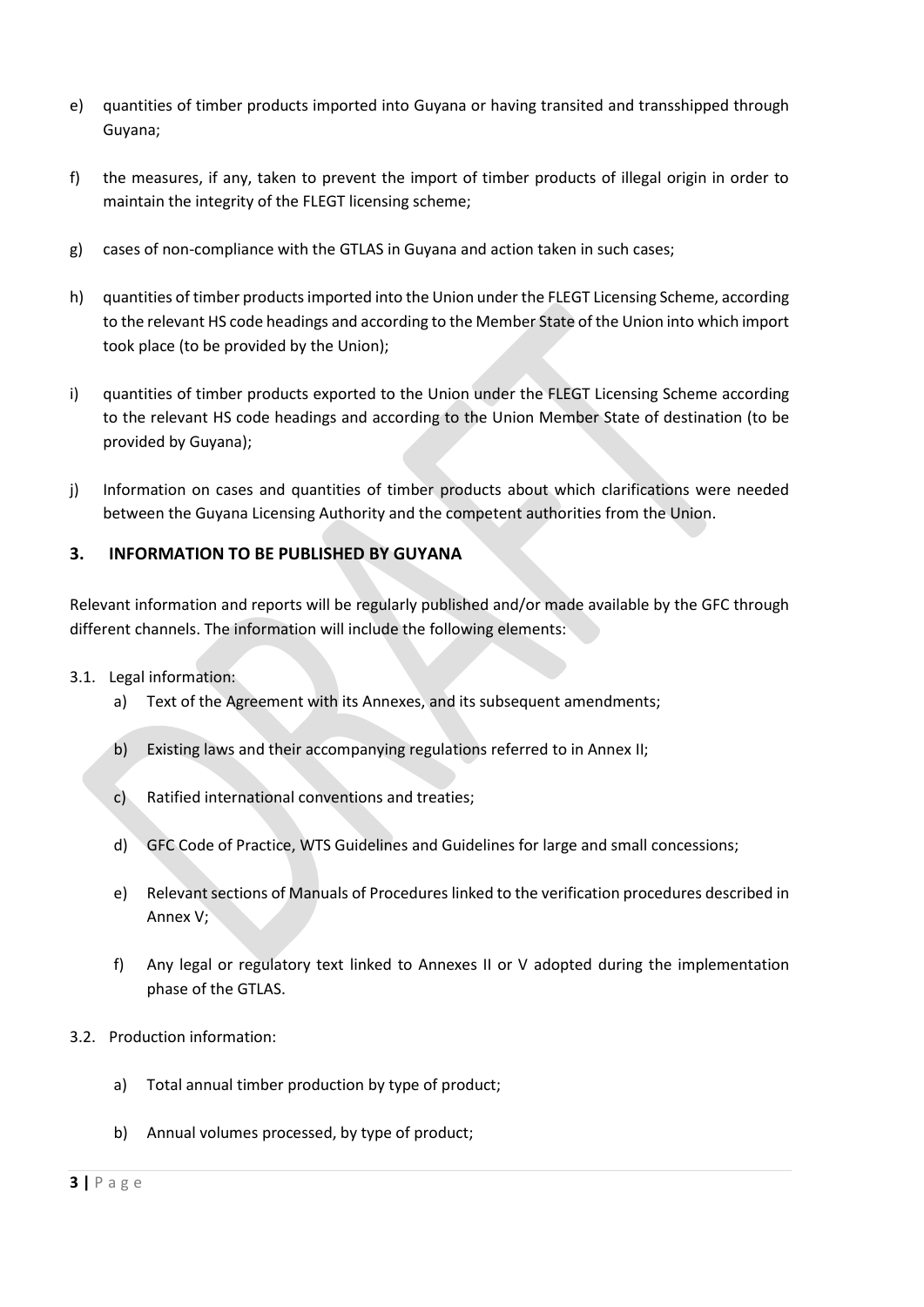e) quantities of timber products imported into Guyana or having transited and transshipped through Guyana;

f) the measures, if any, taken to prevent the import of timber products of illegal origin in order to maintain the integrity of the FLEGT licensing scheme;

g) cases of non-compliance with the GTLAS in Guyana and action taken in such cases;

h) quantities of timber products imported into the Union under the FLEGT Licensing Scheme, according to the relevant HS code headings and according to the Member State of the Union into which import took place (to be provided by the Union);

i) quantities of timber products exported to the Union under the FLEGT Licensing Scheme according to the relevant HS code headings and according to the Union Member State of destination (to be provided by Guyana);

j) Information on cases and quantities of timber products about which clarifications were needed between the Guyana Licensing Authority and the competent authorities from the Union.

## 3. INFORMATION TO BE PUBLISHED BY GUYANA

Relevant information and reports will be regularly published and/or made available by the GFC through different channels. The information will include the following elements:

3.1. Legal information:

a) Text of the Agreement with its Annexes, and its subsequent amendments;

b) Existing laws and their accompanying regulations referred to in Annex II;

c) Ratified international conventions and treaties;

d) GFC Code of Practice, WTS Guidelines and Guidelines for large and small concessions;

e) Relevant sections of Manuals of Procedures linked to the verification procedures described in Annex V;

f) Any legal or regulatory text linked to Annexes II or V adopted during the implementation phase of the GTLAS.

3.2. Production information:

a) Total annual timber production by type of product;

b) Annual volumes processed, by type of product;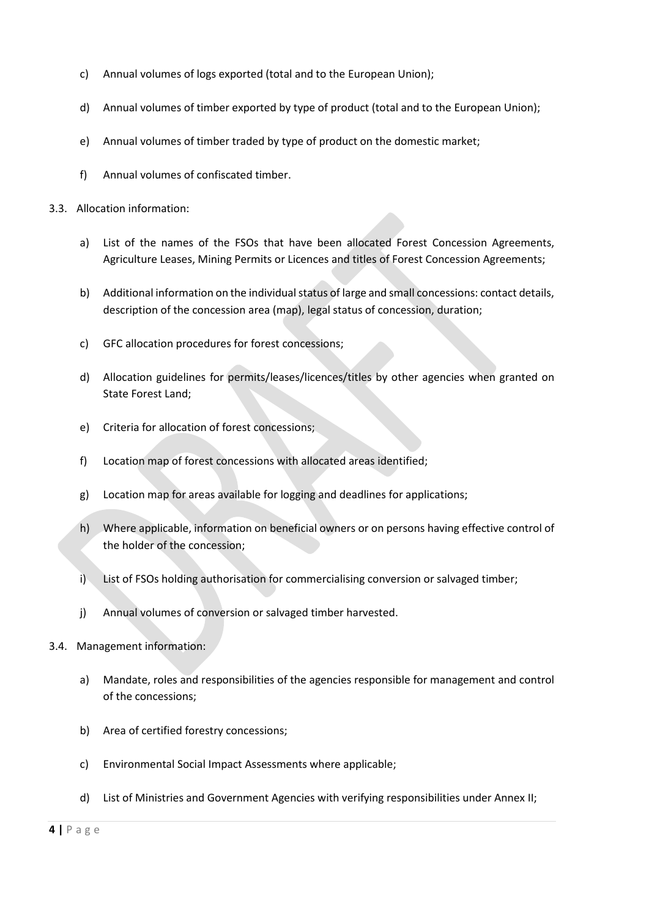c) Annual volumes of logs exported (total and to the European Union);

d) Annual volumes of timber exported by type of product (total and to the European Union);

e) Annual volumes of timber traded by type of product on the domestic market;

f) Annual volumes of confiscated timber.

3.3. Allocation information:

a) List of the names of the FSOs that have been allocated Forest Concession Agreements, Agriculture Leases, Mining Permits or Licences and titles of Forest Concession Agreements;

b) Additional information on the individual status of large and small concessions: contact details, description of the concession area (map), legal status of concession, duration;

c) GFC allocation procedures for forest concessions;

d) Allocation guidelines for permits/leases/licences/titles by other agencies when granted on State Forest Land;

e) Criteria for allocation of forest concessions;

f) Location map of forest concessions with allocated areas identified;

g) Location map for areas available for logging and deadlines for applications;

h) Where applicable, information on beneficial owners or on persons having effective control of the holder of the concession;

i) List of FSOs holding authorisation for commercialising conversion or salvaged timber;

j) Annual volumes of conversion or salvaged timber harvested.

3.4. Management information:

a) Mandate, roles and responsibilities of the agencies responsible for management and control of the concessions;

b) Area of certified forestry concessions;

c) Environmental Social Impact Assessments where applicable;

d) List of Ministries and Government Agencies with verifying responsibilities under Annex II;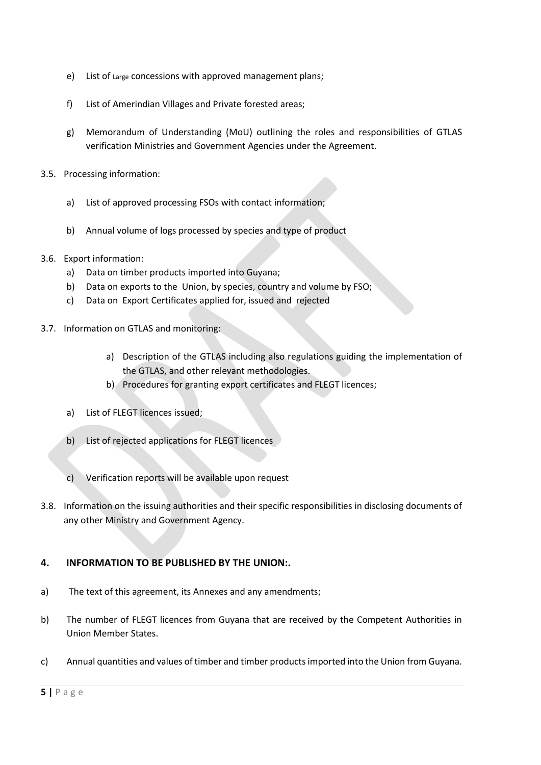e) List of Large concessions with approved management plans;

f) List of Amerindian Villages and Private forested areas;

g) Memorandum of Understanding (MoU) outlining the roles and responsibilities of GTLAS verification Ministries and Government Agencies under the Agreement.

3.5. Processing information:

a) List of approved processing FSOs with contact information;

b) Annual volume of logs processed by species and type of product

3.6. Export information:

a) Data on timber products imported into Guyana;
b) Data on exports to the Union, by species, country and volume by FSO;
c) Data on Export Certificates applied for, issued and rejected

3.7. Information on GTLAS and monitoring:

a) Description of the GTLAS including also regulations guiding the implementation of the GTLAS, and other relevant methodologies.
b) Procedures for granting export certificates and FLEGT licences;

a) List of FLEGT licences issued;

b) List of rejected applications for FLEGT licences

c) Verification reports will be available upon request

3.8. Information on the issuing authorities and their specific responsibilities in disclosing documents of any other Ministry and Government Agency.

## 4. INFORMATION TO BE PUBLISHED BY THE UNION:.

a) The text of this agreement, its Annexes and any amendments;

b) The number of FLEGT licences from Guyana that are received by the Competent Authorities in Union Member States.

c) Annual quantities and values of timber and timber products imported into the Union from Guyana.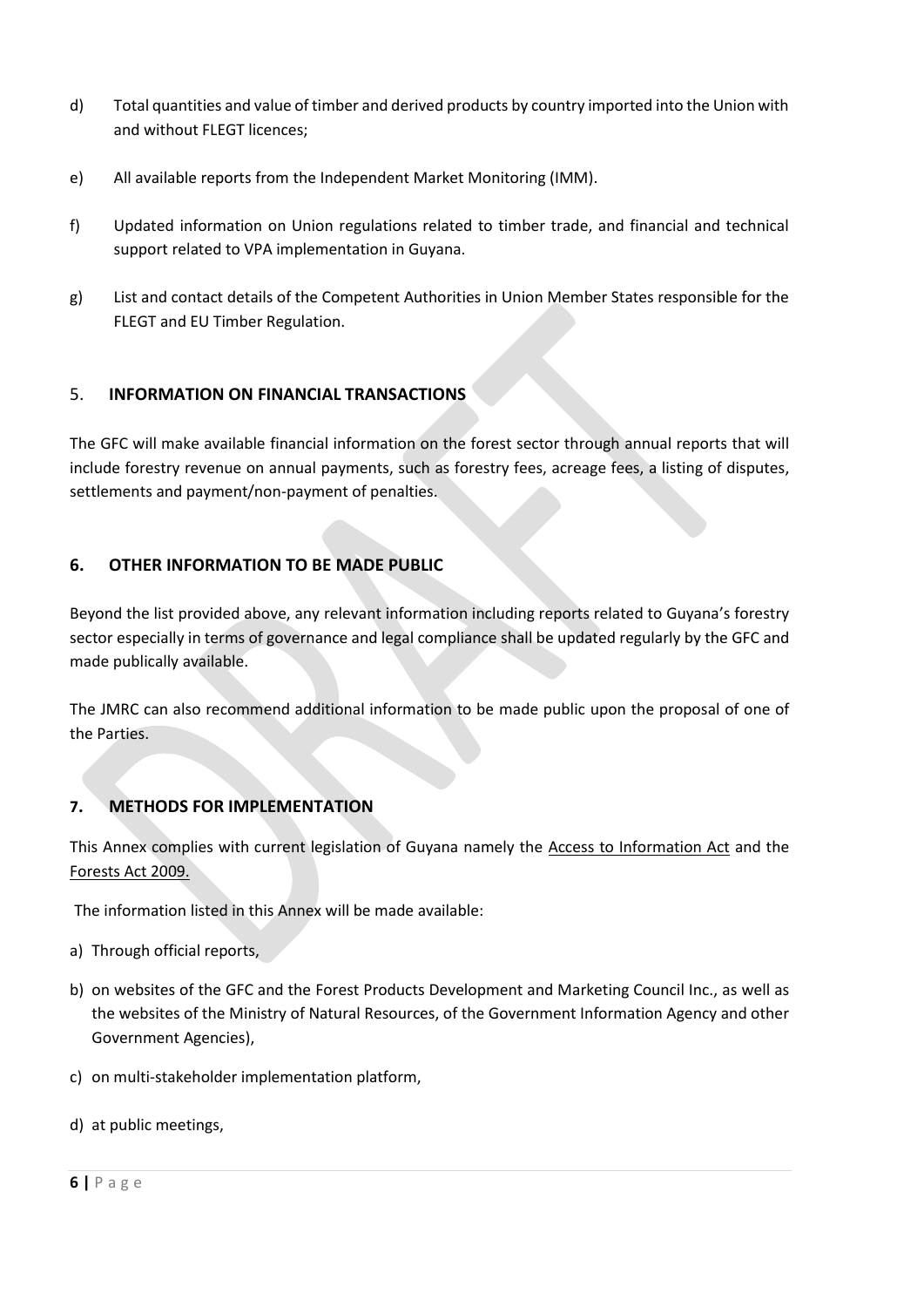d) Total quantities and value of timber and derived products by country imported into the Union with and without FLEGT licences;

e) All available reports from the Independent Market Monitoring (IMM).

f) Updated information on Union regulations related to timber trade, and financial and technical support related to VPA implementation in Guyana.

g) List and contact details of the Competent Authorities in Union Member States responsible for the FLEGT and EU Timber Regulation.

## 5. INFORMATION ON FINANCIAL TRANSACTIONS

The GFC will make available financial information on the forest sector through annual reports that will include forestry revenue on annual payments, such as forestry fees, acreage fees, a listing of disputes, settlements and payment/non-payment of penalties.

## 6. OTHER INFORMATION TO BE MADE PUBLIC

Beyond the list provided above, any relevant information including reports related to Guyana's forestry sector especially in terms of governance and legal compliance shall be updated regularly by the GFC and made publically available.

The JMRC can also recommend additional information to be made public upon the proposal of one of the Parties.

## 7. METHODS FOR IMPLEMENTATION

This Annex complies with current legislation of Guyana namely the Access to Information Act and the Forests Act 2009.

The information listed in this Annex will be made available:

a) Through official reports,

b) on websites of the GFC and the Forest Products Development and Marketing Council Inc., as well as the websites of the Ministry of Natural Resources, of the Government Information Agency and other Government Agencies),

c) on multi-stakeholder implementation platform,

d) at public meetings,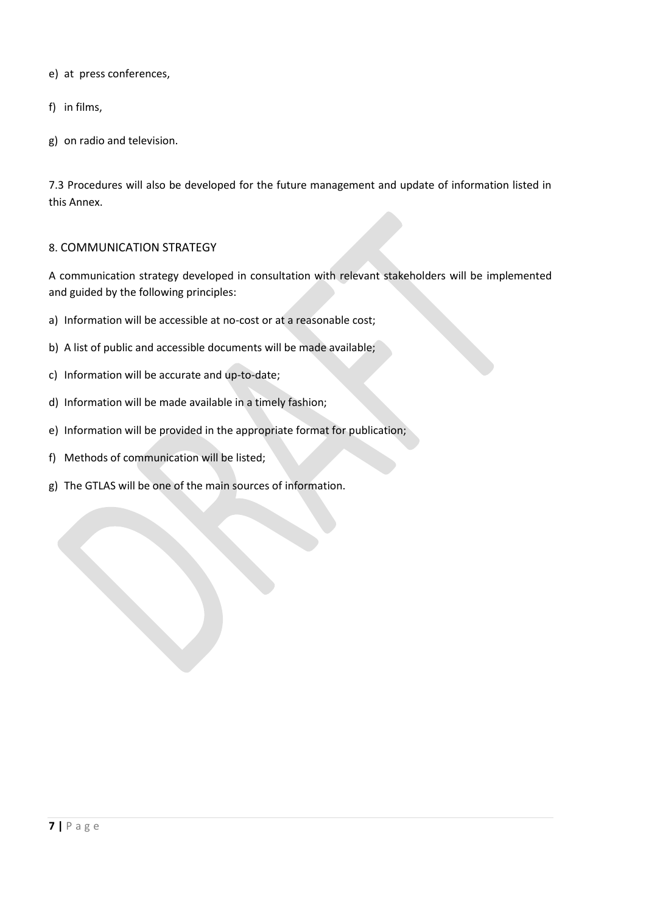e) at press conferences,

f) in films,

g) on radio and television.

7.3 Procedures will also be developed for the future management and update of information listed in this Annex.

## 8. COMMUNICATION STRATEGY

A communication strategy developed in consultation with relevant stakeholders will be implemented and guided by the following principles:

a) Information will be accessible at no-cost or at a reasonable cost;

b) A list of public and accessible documents will be made available;

c) Information will be accurate and up-to-date;

d) Information will be made available in a timely fashion;

e) Information will be provided in the appropriate format for publication;

f) Methods of communication will be listed;

g) The GTLAS will be one of the main sources of information.